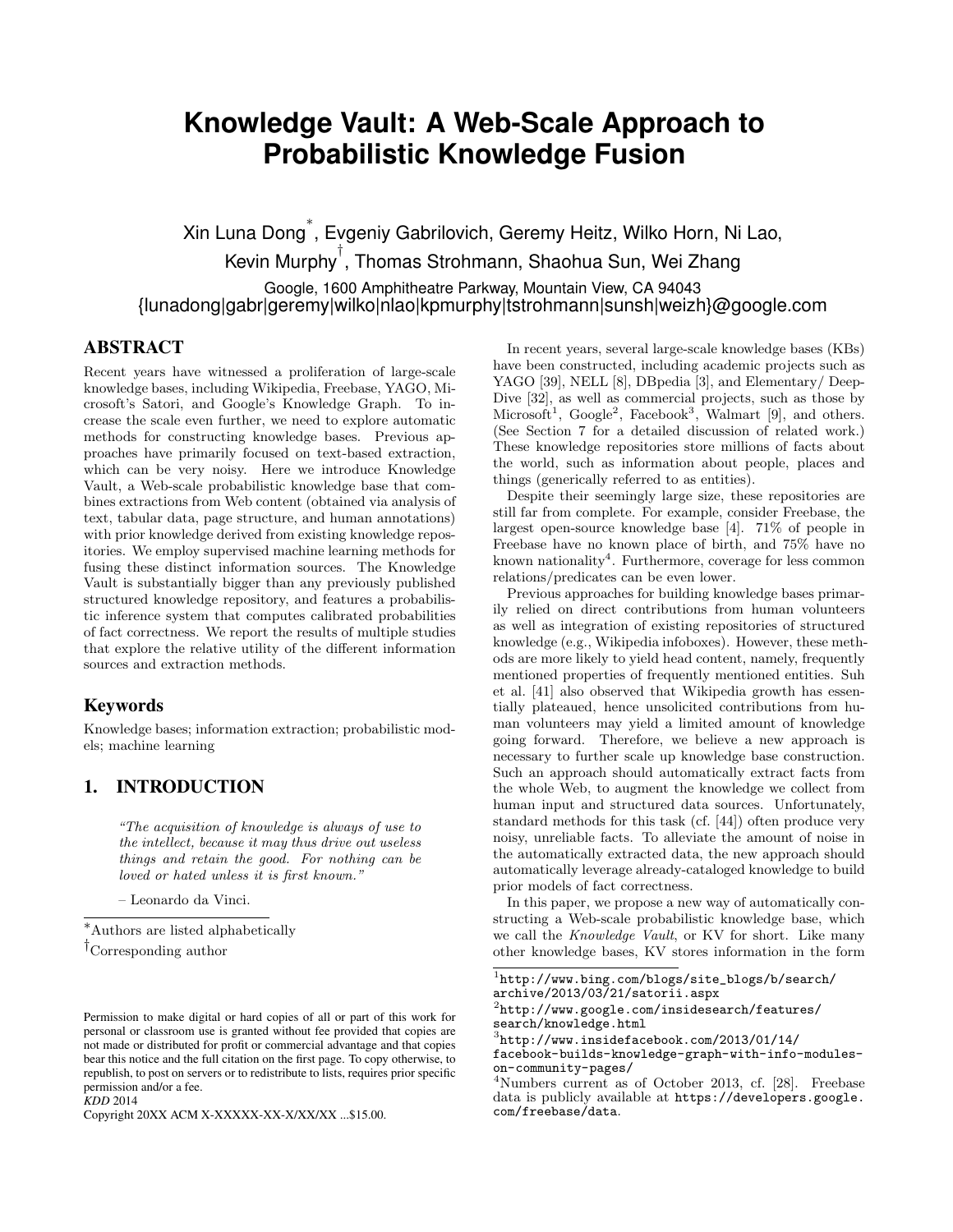# Knowledge Vault: A Web-Scale Approach to Probabilistic Knowledge Fusion

Xin Luna Dong*, Evgeniy Gabrilovich, Geremy Heitz, Wilko Horn, Ni Lao, Kevin Murphy†, Thomas Strohmann, Shaohua Sun, Wei Zhang

Google, 1600 Amphitheatre Parkway, Mountain View, CA 94043
{lunadong|gabr|geremy|wilko|nlao|kpmurphy|tstrohmann|sunsh|weizh}@google.com

## ABSTRACT

Recent years have witnessed a proliferation of large-scale knowledge bases, including Wikipedia, Freebase, YAGO, Microsoft's Satori, and Google's Knowledge Graph. To increase the scale even further, we need to explore automatic methods for constructing knowledge bases. Previous approaches have primarily focused on text-based extraction, which can be very noisy. Here we introduce Knowledge Vault, a Web-scale probabilistic knowledge base that combines extractions from Web content (obtained via analysis of text, tabular data, page structure, and human annotations) with prior knowledge derived from existing knowledge repositories. We employ supervised machine learning methods for fusing these distinct information sources. The Knowledge Vault is substantially bigger than any previously published structured knowledge repository, and features a probabilistic inference system that computes calibrated probabilities of fact correctness. We report the results of multiple studies that explore the relative utility of the different information sources and extraction methods.

## Keywords

Knowledge bases; information extraction; probabilistic models; machine learning

## 1. INTRODUCTION

> *"The acquisition of knowledge is always of use to the intellect, because it may thus drive out useless things and retain the good. For nothing can be loved or hated unless it is first known."*
>
> – Leonardo da Vinci.

In recent years, several large-scale knowledge bases (KBs) have been constructed, including academic projects such as YAGO [39], NELL [8], DBpedia [3], and Elementary/ DeepDive [32], as well as commercial projects, such as those by Microsoft[1], Google[2], Facebook[3], Walmart [9], and others. (See Section 7 for a detailed discussion of related work.) These knowledge repositories store millions of facts about the world, such as information about people, places and things (generically referred to as entities).

Despite their seemingly large size, these repositories are still far from complete. For example, consider Freebase, the largest open-source knowledge base [4]. 71% of people in Freebase have no known place of birth, and 75% have no known nationality[4]. Furthermore, coverage for less common relations/predicates can be even lower.

Previous approaches for building knowledge bases primarily relied on direct contributions from human volunteers as well as integration of existing repositories of structured knowledge (e.g., Wikipedia infoboxes). However, these methods are more likely to yield head content, namely, frequently mentioned properties of frequently mentioned entities. Suh et al. [41] also observed that Wikipedia growth has essentially plateaued, hence unsolicited contributions from human volunteers may yield a limited amount of knowledge going forward. Therefore, we believe a new approach is necessary to further scale up knowledge base construction. Such an approach should automatically extract facts from the whole Web, to augment the knowledge we collect from human input and structured data sources. Unfortunately, standard methods for this task (cf. [44]) often produce very noisy, unreliable facts. To alleviate the amount of noise in the automatically extracted data, the new approach should automatically leverage already-cataloged knowledge to build prior models of fact correctness.

In this paper, we propose a new way of automatically constructing a Web-scale probabilistic knowledge base, which we call the *Knowledge Vault*, or KV for short. Like many other knowledge bases, KV stores information in the form

---

*Authors are listed alphabetically

†Corresponding author

Permission to make digital or hard copies of all or part of this work for personal or classroom use is granted without fee provided that copies are not made or distributed for profit or commercial advantage and that copies bear this notice and the full citation on the first page. To copy otherwise, to republish, to post on servers or to redistribute to lists, requires prior specific permission and/or a fee.
*KDD* 2014
Copyright 20XX ACM X-XXXXX-XX-X/XX/XX ...$15.00.

[1] `http://www.bing.com/blogs/site_blogs/b/search/archive/2013/03/21/satorii.aspx`

[2] `http://www.google.com/insidesearch/features/search/knowledge.html`

[3] `http://www.insidefacebook.com/2013/01/14/facebook-builds-knowledge-graph-with-info-modules-on-community-pages/`

[4] Numbers current as of October 2013, cf. [28]. Freebase data is publicly available at `https://developers.google.com/freebase/data`.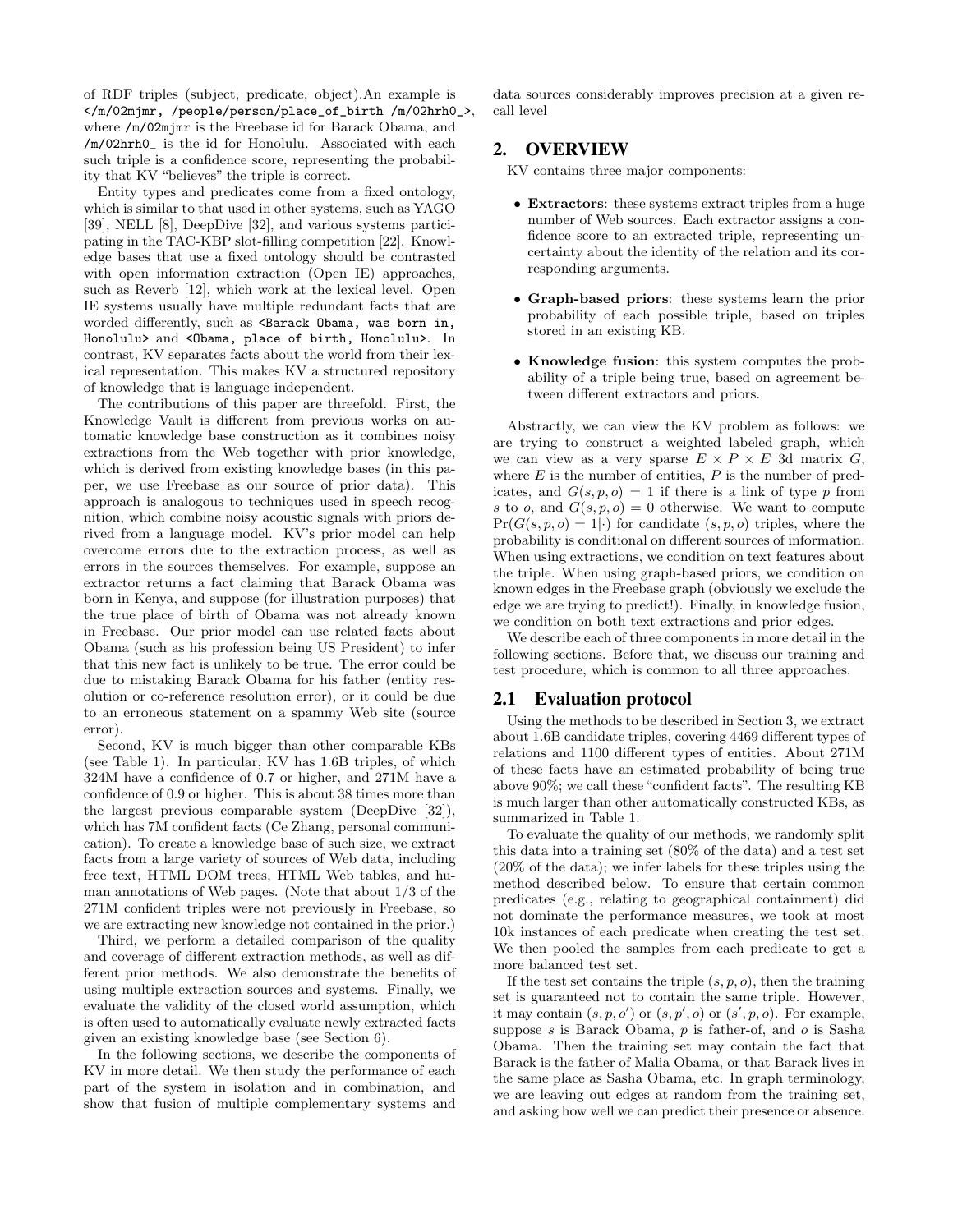of RDF triples (subject, predicate, object).An example is `</m/02mjmr, /people/person/place_of_birth /m/02hrh0_>`, where `/m/02mjmr` is the Freebase id for Barack Obama, and `/m/02hrh0_` is the id for Honolulu. Associated with each such triple is a confidence score, representing the probability that KV "believes" the triple is correct.

Entity types and predicates come from a fixed ontology, which is similar to that used in other systems, such as YAGO [39], NELL [8], DeepDive [32], and various systems participating in the TAC-KBP slot-filling competition [22]. Knowledge bases that use a fixed ontology should be contrasted with open information extraction (Open IE) approaches, such as Reverb [12], which work at the lexical level. Open IE systems usually have multiple redundant facts that are worded differently, such as `<Barack Obama, was born in, Honolulu>` and `<Obama, place of birth, Honolulu>`. In contrast, KV separates facts about the world from their lexical representation. This makes KV a structured repository of knowledge that is language independent.

The contributions of this paper are threefold. First, the Knowledge Vault is different from previous works on automatic knowledge base construction as it combines noisy extractions from the Web together with prior knowledge, which is derived from existing knowledge bases (in this paper, we use Freebase as our source of prior data). This approach is analogous to techniques used in speech recognition, which combine noisy acoustic signals with priors derived from a language model. KV's prior model can help overcome errors due to the extraction process, as well as errors in the sources themselves. For example, suppose an extractor returns a fact claiming that Barack Obama was born in Kenya, and suppose (for illustration purposes) that the true place of birth of Obama was not already known in Freebase. Our prior model can use related facts about Obama (such as his profession being US President) to infer that this new fact is unlikely to be true. The error could be due to mistaking Barack Obama for his father (entity resolution or co-reference resolution error), or it could be due to an erroneous statement on a spammy Web site (source error).

Second, KV is much bigger than other comparable KBs (see Table 1). In particular, KV has 1.6B triples, of which 324M have a confidence of 0.7 or higher, and 271M have a confidence of 0.9 or higher. This is about 38 times more than the largest previous comparable system (DeepDive [32]), which has 7M confident facts (Ce Zhang, personal communication). To create a knowledge base of such size, we extract facts from a large variety of sources of Web data, including free text, HTML DOM trees, HTML Web tables, and human annotations of Web pages. (Note that about 1/3 of the 271M confident triples were not previously in Freebase, so we are extracting new knowledge not contained in the prior.)

Third, we perform a detailed comparison of the quality and coverage of different extraction methods, as well as different prior methods. We also demonstrate the benefits of using multiple extraction sources and systems. Finally, we evaluate the validity of the closed world assumption, which is often used to automatically evaluate newly extracted facts given an existing knowledge base (see Section 6).

In the following sections, we describe the components of KV in more detail. We then study the performance of each part of the system in isolation and in combination, and show that fusion of multiple complementary systems and data sources considerably improves precision at a given recall level

## 2. OVERVIEW

KV contains three major components:

- **Extractors**: these systems extract triples from a huge number of Web sources. Each extractor assigns a confidence score to an extracted triple, representing uncertainty about the identity of the relation and its corresponding arguments.
- **Graph-based priors**: these systems learn the prior probability of each possible triple, based on triples stored in an existing KB.
- **Knowledge fusion**: this system computes the probability of a triple being true, based on agreement between different extractors and priors.

Abstractly, we can view the KV problem as follows: we are trying to construct a weighted labeled graph, which we can view as a very sparse $E \times P \times E$ 3d matrix $G$, where $E$ is the number of entities, $P$ is the number of predicates, and $G(s, p, o) = 1$ if there is a link of type $p$ from $s$ to $o$, and $G(s, p, o) = 0$ otherwise. We want to compute $\Pr(G(s, p, o) = 1|\cdot)$ for candidate $(s, p, o)$ triples, where the probability is conditional on different sources of information. When using extractions, we condition on text features about the triple. When using graph-based priors, we condition on known edges in the Freebase graph (obviously we exclude the edge we are trying to predict!). Finally, in knowledge fusion, we condition on both text extractions and prior edges.

We describe each of three components in more detail in the following sections. Before that, we discuss our training and test procedure, which is common to all three approaches.

### 2.1 Evaluation protocol

Using the methods to be described in Section 3, we extract about 1.6B candidate triples, covering 4469 different types of relations and 1100 different types of entities. About 271M of these facts have an estimated probability of being true above 90%; we call these "confident facts". The resulting KB is much larger than other automatically constructed KBs, as summarized in Table 1.

To evaluate the quality of our methods, we randomly split this data into a training set (80% of the data) and a test set (20% of the data); we infer labels for these triples using the method described below. To ensure that certain common predicates (e.g., relating to geographical containment) did not dominate the performance measures, we took at most 10k instances of each predicate when creating the test set. We then pooled the samples from each predicate to get a more balanced test set.

If the test set contains the triple $(s, p, o)$, then the training set is guaranteed not to contain the same triple. However, it may contain $(s, p, o')$ or $(s, p', o)$ or $(s', p, o)$. For example, suppose $s$ is Barack Obama, $p$ is father-of, and $o$ is Sasha Obama. Then the training set may contain the fact that Barack is the father of Malia Obama, or that Barack lives in the same place as Sasha Obama, etc. In graph terminology, we are leaving out edges at random from the training set, and asking how well we can predict their presence or absence.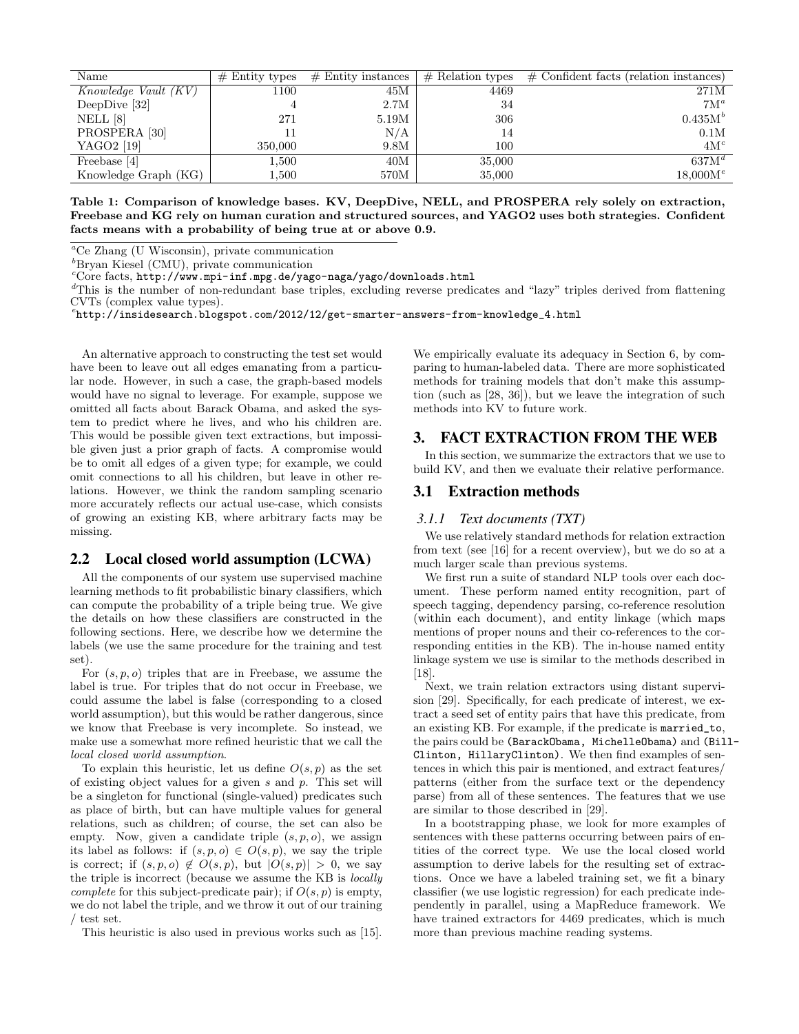| Name | # Entity types | # Entity instances | # Relation types | # Confident facts (relation instances) |
|---|---|---|---|---|
| *Knowledge Vault (KV)* | 1100 | 45M | 4469 | 271M |
| DeepDive [32] | 4 | 2.7M | 34 | 7M[a] |
| NELL [8] | 271 | 5.19M | 306 | 0.435M[b] |
| PROSPERA [30] | 11 | N/A | 14 | 0.1M |
| YAGO2 [19] | 350,000 | 9.8M | 100 | 4M[c] |
| Freebase [4] | 1,500 | 40M | 35,000 | 637M[d] |
| Knowledge Graph (KG) | 1,500 | 570M | 35,000 | 18,000M[e] |

**Table 1: Comparison of knowledge bases. KV, DeepDive, NELL, and PROSPERA rely solely on extraction, Freebase and KG rely on human curation and structured sources, and YAGO2 uses both strategies. Confident facts means with a probability of being true at or above 0.9.**

[a] Ce Zhang (U Wisconsin), private communication

[b] Bryan Kiesel (CMU), private communication

[c] Core facts, http://www.mpi-inf.mpg.de/yago-naga/yago/downloads.html

[d] This is the number of non-redundant base triples, excluding reverse predicates and "lazy" triples derived from flattening CVTs (complex value types).

[e] http://insidesearch.blogspot.com/2012/12/get-smarter-answers-from-knowledge_4.html

An alternative approach to constructing the test set would have been to leave out all edges emanating from a particular node. However, in such a case, the graph-based models would have no signal to leverage. For example, suppose we omitted all facts about Barack Obama, and asked the system to predict where he lives, and who his children are. This would be possible given text extractions, but impossible given just a prior graph of facts. A compromise would be to omit all edges of a given type; for example, we could omit connections to all his children, but leave in other relations. However, we think the random sampling scenario more accurately reflects our actual use-case, which consists of growing an existing KB, where arbitrary facts may be missing.

## 2.2 Local closed world assumption (LCWA)

All the components of our system use supervised machine learning methods to fit probabilistic binary classifiers, which can compute the probability of a triple being true. We give the details on how these classifiers are constructed in the following sections. Here, we describe how we determine the labels (we use the same procedure for the training and test set).

For $(s, p, o)$ triples that are in Freebase, we assume the label is true. For triples that do not occur in Freebase, we could assume the label is false (corresponding to a closed world assumption), but this would be rather dangerous, since we know that Freebase is very incomplete. So instead, we make use a somewhat more refined heuristic that we call the *local closed world assumption*.

To explain this heuristic, let us define $O(s, p)$ as the set of existing object values for a given $s$ and $p$. This set will be a singleton for functional (single-valued) predicates such as place of birth, but can have multiple values for general relations, such as children; of course, the set can also be empty. Now, given a candidate triple $(s, p, o)$, we assign its label as follows: if $(s, p, o) \in O(s, p)$, we say the triple is correct; if $(s, p, o) \notin O(s, p)$, but $|O(s, p)| > 0$, we say the triple is incorrect (because we assume the KB is *locally complete* for this subject-predicate pair); if $O(s, p)$ is empty, we do not label the triple, and we throw it out of our training / test set.

This heuristic is also used in previous works such as [15]. We empirically evaluate its adequacy in Section 6, by comparing to human-labeled data. There are more sophisticated methods for training models that don't make this assumption (such as [28, 36]), but we leave the integration of such methods into KV to future work.

# 3. FACT EXTRACTION FROM THE WEB

In this section, we summarize the extractors that we use to build KV, and then we evaluate their relative performance.

## 3.1 Extraction methods

### *3.1.1 Text documents (TXT)*

We use relatively standard methods for relation extraction from text (see [16] for a recent overview), but we do so at a much larger scale than previous systems.

We first run a suite of standard NLP tools over each document. These perform named entity recognition, part of speech tagging, dependency parsing, co-reference resolution (within each document), and entity linkage (which maps mentions of proper nouns and their co-references to the corresponding entities in the KB). The in-house named entity linkage system we use is similar to the methods described in [18].

Next, we train relation extractors using distant supervision [29]. Specifically, for each predicate of interest, we extract a seed set of entity pairs that have this predicate, from an existing KB. For example, if the predicate is `married_to`, the pairs could be `(BarackObama, MichelleObama)` and `(BillClinton, HillaryClinton)`. We then find examples of sentences in which this pair is mentioned, and extract features/patterns (either from the surface text or the dependency parse) from all of these sentences. The features that we use are similar to those described in [29].

In a bootstrapping phase, we look for more examples of sentences with these patterns occurring between pairs of entities of the correct type. We use the local closed world assumption to derive labels for the resulting set of extractions. Once we have a labeled training set, we fit a binary classifier (we use logistic regression) for each predicate independently in parallel, using a MapReduce framework. We have trained extractors for 4469 predicates, which is much more than previous machine reading systems.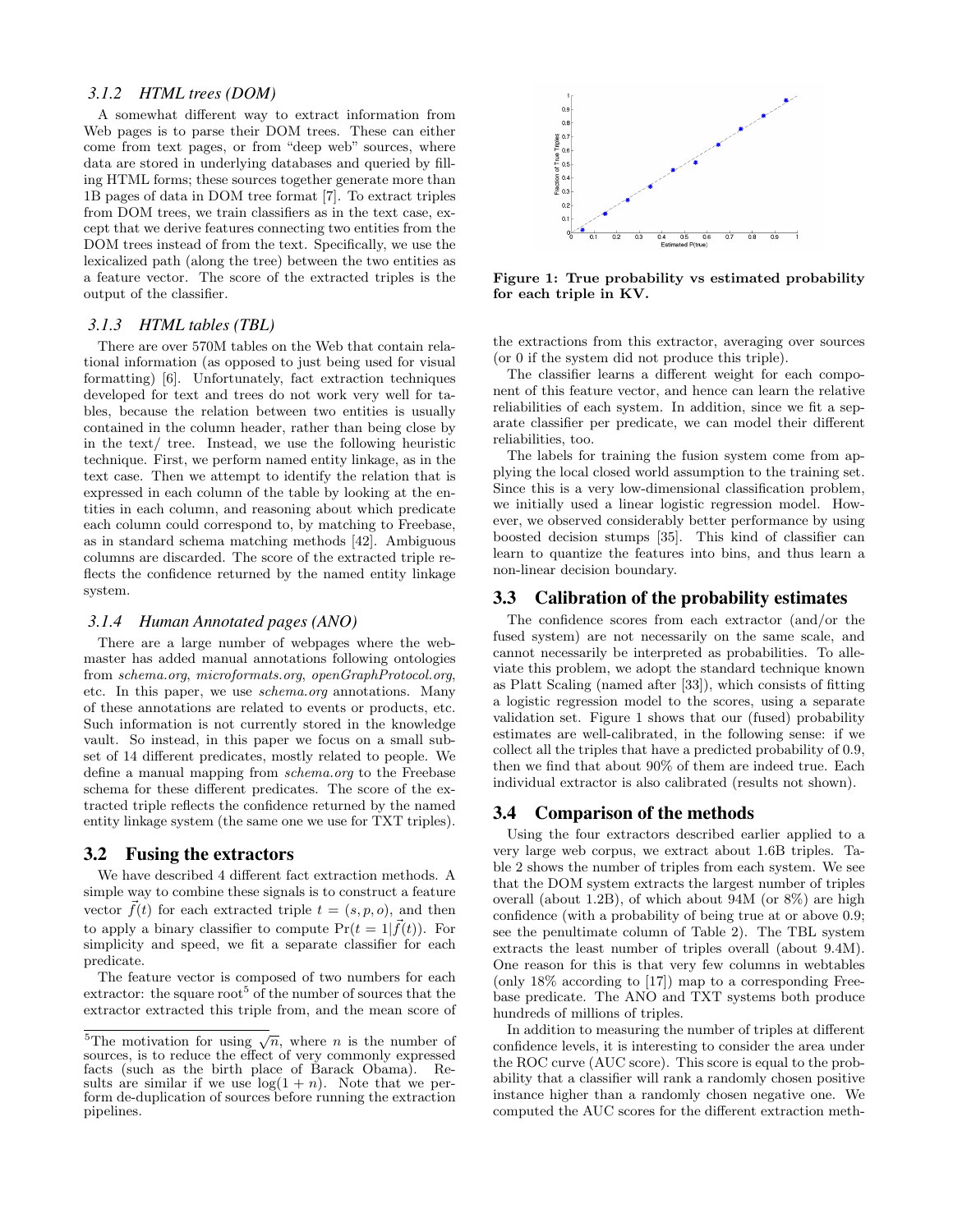### 3.1.2 HTML trees (DOM)

A somewhat different way to extract information from Web pages is to parse their DOM trees. These can either come from text pages, or from "deep web" sources, where data are stored in underlying databases and queried by filling HTML forms; these sources together generate more than 1B pages of data in DOM tree format [7]. To extract triples from DOM trees, we train classifiers as in the text case, except that we derive features connecting two entities from the DOM trees instead of from the text. Specifically, we use the lexicalized path (along the tree) between the two entities as a feature vector. The score of the extracted triples is the output of the classifier.

### 3.1.3 HTML tables (TBL)

There are over 570M tables on the Web that contain relational information (as opposed to just being used for visual formatting) [6]. Unfortunately, fact extraction techniques developed for text and trees do not work very well for tables, because the relation between two entities is usually contained in the column header, rather than being close by in the text/ tree. Instead, we use the following heuristic technique. First, we perform named entity linkage, as in the text case. Then we attempt to identify the relation that is expressed in each column of the table by looking at the entities in each column, and reasoning about which predicate each column could correspond to, by matching to Freebase, as in standard schema matching methods [42]. Ambiguous columns are discarded. The score of the extracted triple reflects the confidence returned by the named entity linkage system.

### 3.1.4 Human Annotated pages (ANO)

There are a large number of webpages where the webmaster has added manual annotations following ontologies from *schema.org*, *microformats.org*, *openGraphProtocol.org*, etc. In this paper, we use *schema.org* annotations. Many of these annotations are related to events or products, etc. Such information is not currently stored in the knowledge vault. So instead, in this paper we focus on a small subset of 14 different predicates, mostly related to people. We define a manual mapping from *schema.org* to the Freebase schema for these different predicates. The score of the extracted triple reflects the confidence returned by the named entity linkage system (the same one we use for TXT triples).

## 3.2 Fusing the extractors

We have described 4 different fact extraction methods. A simple way to combine these signals is to construct a feature vector $\vec{f}(t)$ for each extracted triple $t = (s, p, o)$, and then to apply a binary classifier to compute $\Pr(t = 1|\vec{f}(t))$. For simplicity and speed, we fit a separate classifier for each predicate.

The feature vector is composed of two numbers for each extractor: the square root[5] of the number of sources that the extractor extracted this triple from, and the mean score of the extractions from this extractor, averaging over sources (or 0 if the system did not produce this triple).

The classifier learns a different weight for each component of this feature vector, and hence can learn the relative reliabilities of each system. In addition, since we fit a separate classifier per predicate, we can model their different reliabilities, too.

The labels for training the fusion system come from applying the local closed world assumption to the training set. Since this is a very low-dimensional classification problem, we initially used a linear logistic regression model. However, we observed considerably better performance by using boosted decision stumps [35]. This kind of classifier can learn to quantize the features into bins, and thus learn a non-linear decision boundary.

**Figure 1: True probability vs estimated probability for each triple in KV.**

## 3.3 Calibration of the probability estimates

The confidence scores from each extractor (and/or the fused system) are not necessarily on the same scale, and cannot necessarily be interpreted as probabilities. To alleviate this problem, we adopt the standard technique known as Platt Scaling (named after [33]), which consists of fitting a logistic regression model to the scores, using a separate validation set. Figure 1 shows that our (fused) probability estimates are well-calibrated, in the following sense: if we collect all the triples that have a predicted probability of 0.9, then we find that about 90% of them are indeed true. Each individual extractor is also calibrated (results not shown).

## 3.4 Comparison of the methods

Using the four extractors described earlier applied to a very large web corpus, we extract about 1.6B triples. Table 2 shows the number of triples from each system. We see that the DOM system extracts the largest number of triples overall (about 1.2B), of which about 94M (or 8%) are high confidence (with a probability of being true at or above 0.9; see the penultimate column of Table 2). The TBL system extracts the least number of triples overall (about 9.4M). One reason for this is that very few columns in webtables (only 18% according to [17]) map to a corresponding Freebase predicate. The ANO and TXT systems both produce hundreds of millions of triples.

In addition to measuring the number of triples at different confidence levels, it is interesting to consider the area under the ROC curve (AUC score). This score is equal to the probability that a classifier will rank a randomly chosen positive instance higher than a randomly chosen negative one. We computed the AUC scores for the different extraction meth-

[5] The motivation for using $\sqrt{n}$, where $n$ is the number of sources, is to reduce the effect of very commonly expressed facts (such as the birth place of Barack Obama). Results are similar if we use $\log(1 + n)$. Note that we perform de-duplication of sources before running the extraction pipelines.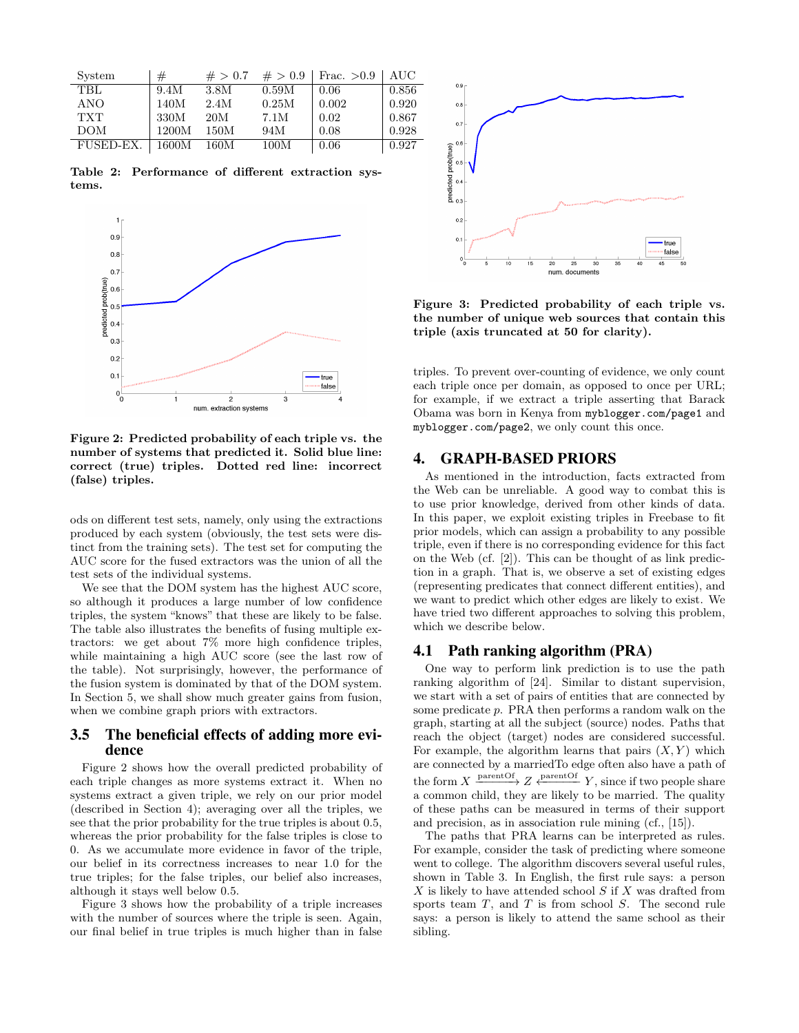| System | # | # > 0.7 | # > 0.9 | Frac. >0.9 | AUC |
|---|---|---|---|---|---|
| TBL | 9.4M | 3.8M | 0.59M | 0.06 | 0.856 |
| ANO | 140M | 2.4M | 0.25M | 0.002 | 0.920 |
| TXT | 330M | 20M | 7.1M | 0.02 | 0.867 |
| DOM | 1200M | 150M | 94M | 0.08 | 0.928 |
| FUSED-EX. | 1600M | 160M | 100M | 0.06 | 0.927 |

**Table 2: Performance of different extraction systems.**

**Figure 2: Predicted probability of each triple vs. the number of systems that predicted it. Solid blue line: correct (true) triples. Dotted red line: incorrect (false) triples.**

ods on different test sets, namely, only using the extractions produced by each system (obviously, the test sets were distinct from the training sets). The test set for computing the AUC score for the fused extractors was the union of all the test sets of the individual systems.

We see that the DOM system has the highest AUC score, so although it produces a large number of low confidence triples, the system "knows" that these are likely to be false. The table also illustrates the benefits of fusing multiple extractors: we get about 7% more high confidence triples, while maintaining a high AUC score (see the last row of the table). Not surprisingly, however, the performance of the fusion system is dominated by that of the DOM system. In Section 5, we shall show much greater gains from fusion, when we combine graph priors with extractors.

### 3.5 The beneficial effects of adding more evidence

Figure 2 shows how the overall predicted probability of each triple changes as more systems extract it. When no systems extract a given triple, we rely on our prior model (described in Section 4); averaging over all the triples, we see that the prior probability for the true triples is about 0.5, whereas the prior probability for the false triples is close to 0. As we accumulate more evidence in favor of the triple, our belief in its correctness increases to near 1.0 for the true triples; for the false triples, our belief also increases, although it stays well below 0.5.

Figure 3 shows how the probability of a triple increases with the number of sources where the triple is seen. Again, our final belief in true triples is much higher than in false

**Figure 3: Predicted probability of each triple vs. the number of unique web sources that contain this triple (axis truncated at 50 for clarity).**

triples. To prevent over-counting of evidence, we only count each triple once per domain, as opposed to once per URL; for example, if we extract a triple asserting that Barack Obama was born in Kenya from myblogger.com/page1 and myblogger.com/page2, we only count this once.

## 4. GRAPH-BASED PRIORS

As mentioned in the introduction, facts extracted from the Web can be unreliable. A good way to combat this is to use prior knowledge, derived from other kinds of data. In this paper, we exploit existing triples in Freebase to fit prior models, which can assign a probability to any possible triple, even if there is no corresponding evidence for this fact on the Web (cf. [2]). This can be thought of as link prediction in a graph. That is, we observe a set of existing edges (representing predicates that connect different entities), and we want to predict which other edges are likely to exist. We have tried two different approaches to solving this problem, which we describe below.

### 4.1 Path ranking algorithm (PRA)

One way to perform link prediction is to use the path ranking algorithm of [24]. Similar to distant supervision, we start with a set of pairs of entities that are connected by some predicate $p$. PRA then performs a random walk on the graph, starting at all the subject (source) nodes. Paths that reach the object (target) nodes are considered successful. For example, the algorithm learns that pairs $(X, Y)$ which are connected by a marriedTo edge often also have a path of the form $X \xrightarrow{\text{parentOf}} Z \xleftarrow{\text{parentOf}} Y$, since if two people share a common child, they are likely to be married. The quality of these paths can be measured in terms of their support and precision, as in association rule mining (cf., [15]).

The paths that PRA learns can be interpreted as rules. For example, consider the task of predicting where someone went to college. The algorithm discovers several useful rules, shown in Table 3. In English, the first rule says: a person $X$ is likely to have attended school $S$ if $X$ was drafted from sports team $T$, and $T$ is from school $S$. The second rule says: a person is likely to attend the same school as their sibling.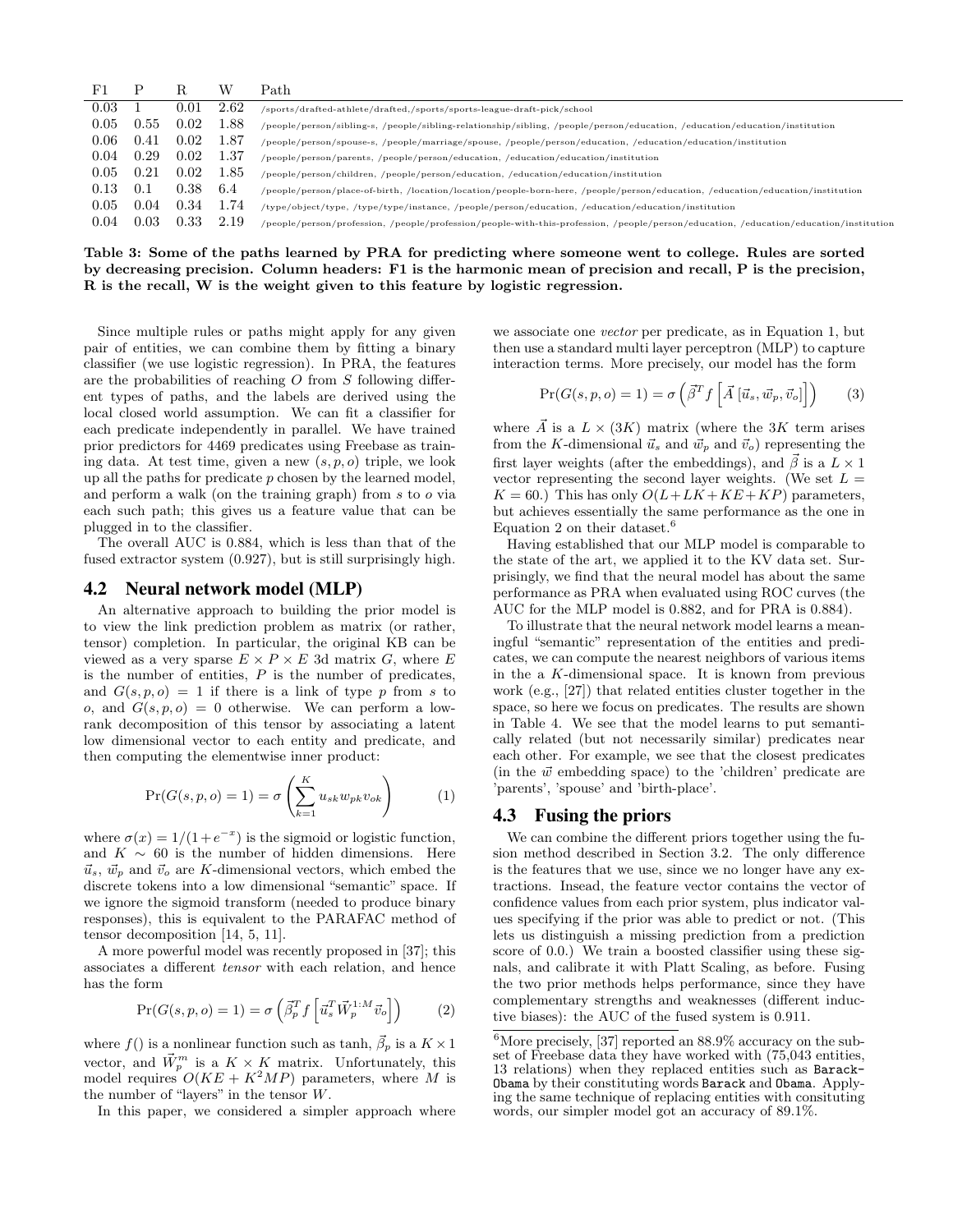| F1 | P | R | W | Path |
|---|---|---|---|---|
| 0.03 | 1 | 0.01 | 2.62 | /sports/drafted-athlete/drafted,/sports/sports-league-draft-pick/school |
| 0.05 | 0.55 | 0.02 | 1.88 | /people/person/sibling-s, /people/sibling-relationship/sibling, /people/person/education, /education/education/institution |
| 0.06 | 0.41 | 0.02 | 1.87 | /people/person/spouse-s, /people/marriage/spouse, /people/person/education, /education/education/institution |
| 0.04 | 0.29 | 0.02 | 1.37 | /people/person/parents, /people/person/education, /education/education/institution |
| 0.05 | 0.21 | 0.02 | 1.85 | /people/person/children, /people/person/education, /education/education/institution |
| 0.13 | 0.1 | 0.38 | 6.4 | /people/person/place-of-birth, /location/location/people-born-here, /people/person/education, /education/education/institution |
| 0.05 | 0.04 | 0.34 | 1.74 | /type/object/type, /type/type/instance, /people/person/education, /education/education/institution |
| 0.04 | 0.03 | 0.33 | 2.19 | /people/person/profession, /people/profession/people-with-this-profession, /people/person/education, /education/education/institution |

**Table 3: Some of the paths learned by PRA for predicting where someone went to college. Rules are sorted by decreasing precision. Column headers: F1 is the harmonic mean of precision and recall, P is the precision, R is the recall, W is the weight given to this feature by logistic regression.**

Since multiple rules or paths might apply for any given pair of entities, we can combine them by fitting a binary classifier (we use logistic regression). In PRA, the features are the probabilities of reaching $O$ from $S$ following different types of paths, and the labels are derived using the local closed world assumption. We can fit a classifier for each predicate independently in parallel. We have trained prior predictors for 4469 predicates using Freebase as training data. At test time, given a new $(s, p, o)$ triple, we look up all the paths for predicate $p$ chosen by the learned model, and perform a walk (on the training graph) from $s$ to $o$ via each such path; this gives us a feature value that can be plugged in to the classifier.

The overall AUC is 0.884, which is less than that of the fused extractor system (0.927), but is still surprisingly high.

## 4.2 Neural network model (MLP)

An alternative approach to building the prior model is to view the link prediction problem as matrix (or rather, tensor) completion. In particular, the original KB can be viewed as a very sparse $E \times P \times E$ 3d matrix $G$, where $E$ is the number of entities, $P$ is the number of predicates, and $G(s, p, o) = 1$ if there is a link of type $p$ from $s$ to $o$, and $G(s, p, o) = 0$ otherwise. We can perform a low-rank decomposition of this tensor by associating a latent low dimensional vector to each entity and predicate, and then computing the elementwise inner product:

$$\Pr(G(s,p,o) = 1) = \sigma\left(\sum_{k=1}^{K} u_{sk} w_{pk} v_{ok}\right) \tag{1}$$

where $\sigma(x) = 1/(1+e^{-x})$ is the sigmoid or logistic function, and $K \sim 60$ is the number of hidden dimensions. Here $\vec{u}_s$, $\vec{w}_p$ and $\vec{v}_o$ are $K$-dimensional vectors, which embed the discrete tokens into a low dimensional "semantic" space. If we ignore the sigmoid transform (needed to produce binary responses), this is equivalent to the PARAFAC method of tensor decomposition [14, 5, 11].

A more powerful model was recently proposed in [37]; this associates a different *tensor* with each relation, and hence has the form

$$\Pr(G(s,p,o) = 1) = \sigma\left(\vec{\beta}_p^T f\left[\vec{u}_s^T \vec{W}_p^{1:M} \vec{v}_o\right]\right) \tag{2}$$

where $f()$ is a nonlinear function such as tanh, $\vec{\beta}_p$ is a $K \times 1$ vector, and $\vec{W}_p^m$ is a $K \times K$ matrix. Unfortunately, this model requires $O(KE + K^2 MP)$ parameters, where $M$ is the number of "layers" in the tensor $W$.

In this paper, we considered a simpler approach where we associate one *vector* per predicate, as in Equation 1, but then use a standard multi layer perceptron (MLP) to capture interaction terms. More precisely, our model has the form

$$\Pr(G(s,p,o) = 1) = \sigma\left(\vec{\beta}^T f\left[\vec{A}\left[\vec{u}_s, \vec{w}_p, \vec{v}_o\right]\right]\right) \tag{3}$$

where $\vec{A}$ is a $L \times (3K)$ matrix (where the $3K$ term arises from the $K$-dimensional $\vec{u}_s$ and $\vec{w}_p$ and $\vec{v}_o$) representing the first layer weights (after the embeddings), and $\vec{\beta}$ is a $L \times 1$ vector representing the second layer weights. (We set $L = K = 60$.) This has only $O(L + LK + KE + KP)$ parameters, but achieves essentially the same performance as the one in Equation 2 on their dataset.[6]

Having established that our MLP model is comparable to the state of the art, we applied it to the KV data set. Surprisingly, we find that the neural model has about the same performance as PRA when evaluated using ROC curves (the AUC for the MLP model is 0.882, and for PRA is 0.884).

To illustrate that the neural network model learns a meaningful "semantic" representation of the entities and predicates, we can compute the nearest neighbors of various items in a $K$-dimensional space. It is known from previous work (e.g., [27]) that related entities cluster together in the space, so here we focus on predicates. The results are shown in Table 4. We see that the model learns to put semantically related (but not necessarily similar) predicates near each other. For example, we see that the closest predicates (in the $\vec{w}$ embedding space) to the 'children' predicate are 'parents', 'spouse' and 'birth-place'.

## 4.3 Fusing the priors

We can combine the different priors together using the fusion method described in Section 3.2. The only difference is the features that we use, since we no longer have any extractions. Insead, the feature vector contains the vector of confidence values from each prior system, plus indicator values specifying if the prior was able to predict or not. (This lets us distinguish a missing prediction from a prediction score of 0.0.) We train a boosted classifier using these signals, and calibrate it with Platt Scaling, as before. Fusing the two prior methods helps performance, since they have complementary strengths and weaknesses (different inductive biases): the AUC of the fused system is 0.911.

[6] More precisely, [37] reported an 88.9% accuracy on the subset of Freebase data they have worked with (75,043 entities, 13 relations) when they replaced entities such as `BarackObama` by their constituting words `Barack` and `Obama`. Applying the same technique of replacing entities with consituting words, our simpler model got an accuracy of 89.1%.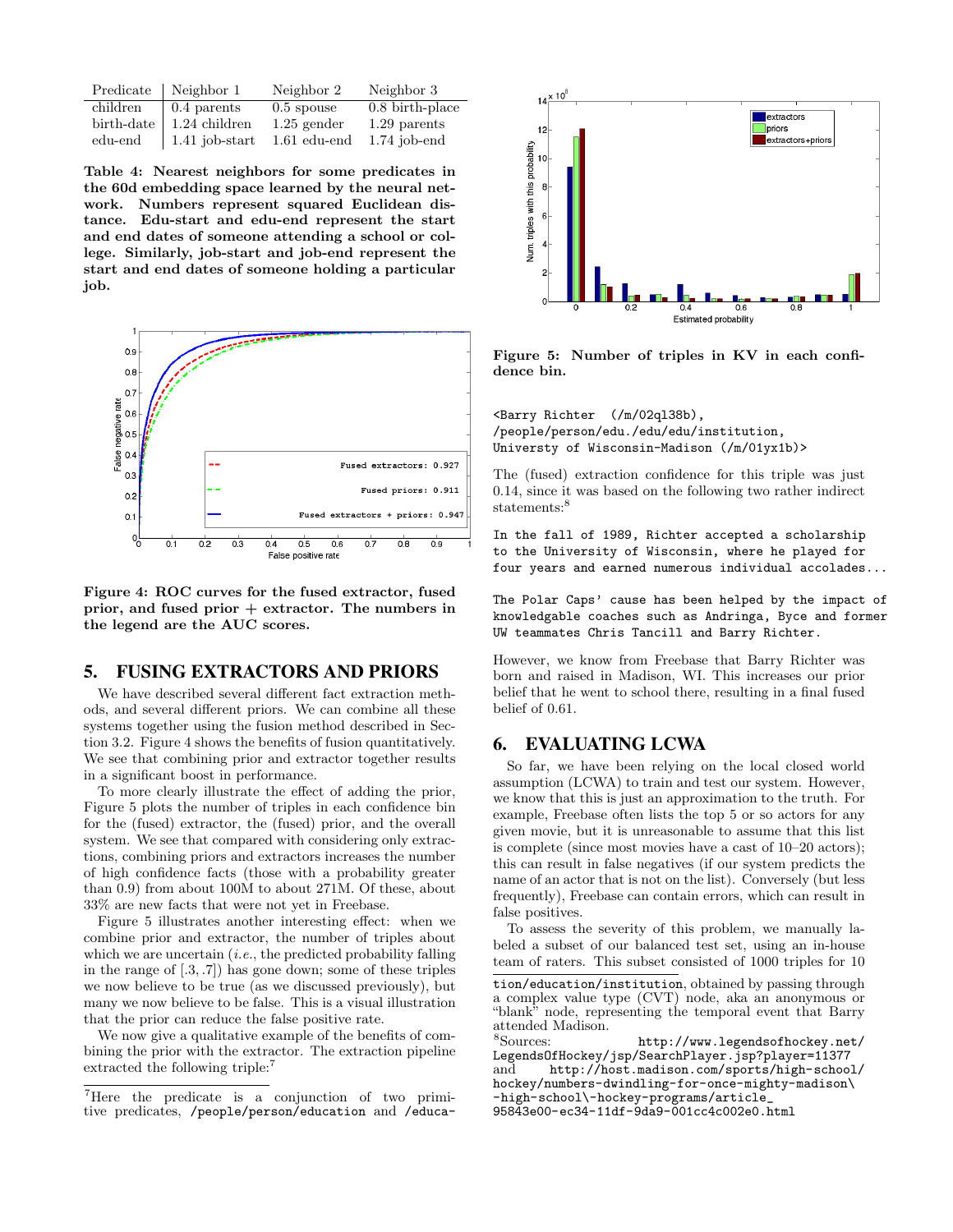| Predicate | Neighbor 1 | Neighbor 2 | Neighbor 3 |
|---|---|---|---|
| children | 0.4 parents | 0.5 spouse | 0.8 birth-place |
| birth-date | 1.24 children | 1.25 gender | 1.29 parents |
| edu-end | 1.41 job-start | 1.61 edu-end | 1.74 job-end |

**Table 4: Nearest neighbors for some predicates in the 60d embedding space learned by the neural network. Numbers represent squared Euclidean distance. Edu-start and edu-end represent the start and end dates of someone attending a school or college. Similarly, job-start and job-end represent the start and end dates of someone holding a particular job.**

**Figure 4: ROC curves for the fused extractor, fused prior, and fused prior + extractor. The numbers in the legend are the AUC scores.**

## 5. FUSING EXTRACTORS AND PRIORS

We have described several different fact extraction methods, and several different priors. We can combine all these systems together using the fusion method described in Section 3.2. Figure 4 shows the benefits of fusion quantitatively. We see that combining prior and extractor together results in a significant boost in performance.

To more clearly illustrate the effect of adding the prior, Figure 5 plots the number of triples in each confidence bin for the (fused) extractor, the (fused) prior, and the overall system. We see that compared with considering only extractions, combining priors and extractors increases the number of high confidence facts (those with a probability greater than 0.9) from about 100M to about 271M. Of these, about 33% are new facts that were not yet in Freebase.

Figure 5 illustrates another interesting effect: when we combine prior and extractor, the number of triples about which we are uncertain (*i.e.*, the predicted probability falling in the range of [.3, .7]) has gone down; some of these triples we now believe to be true (as we discussed previously), but many we now believe to be false. This is a visual illustration that the prior can reduce the false positive rate.

We now give a qualitative example of the benefits of combining the prior with the extractor. The extraction pipeline extracted the following triple:[7]

**Figure 5: Number of triples in KV in each confidence bin.**

```
<Barry Richter  (/m/02ql38b),
/people/person/edu./edu/edu/institution,
Universty of Wisconsin-Madison (/m/01yx1b)>
```

The (fused) extraction confidence for this triple was just 0.14, since it was based on the following two rather indirect statements:[8]

```
In the fall of 1989, Richter accepted a scholarship
to the University of Wisconsin, where he played for
four years and earned numerous individual accolades...

The Polar Caps' cause has been helped by the impact of
knowledgable coaches such as Andringa, Byce and former
UW teammates Chris Tancill and Barry Richter.
```

However, we know from Freebase that Barry Richter was born and raised in Madison, WI. This increases our prior belief that he went to school there, resulting in a final fused belief of 0.61.

## 6. EVALUATING LCWA

So far, we have been relying on the local closed world assumption (LCWA) to train and test our system. However, we know that this is just an approximation to the truth. For example, Freebase often lists the top 5 or so actors for any given movie, but it is unreasonable to assume that this list is complete (since most movies have a cast of 10–20 actors); this can result in false negatives (if our system predicts the name of an actor that is not on the list). Conversely (but less frequently), Freebase can contain errors, which can result in false positives.

To assess the severity of this problem, we manually labeled a subset of our balanced test set, using an in-house team of raters. This subset consisted of 1000 triples for 10

[7] Here the predicate is a conjunction of two primitive predicates, `/people/person/education` and `/education/education/institution`, obtained by passing through a complex value type (CVT) node, aka an anonymous or "blank" node, representing the temporal event that Barry attended Madison.

[8] Sources: `http://www.legendsofhockey.net/LegendsOfHockey/jsp/SearchPlayer.jsp?player=11377` and `http://host.madison.com/sports/high-school/hockey/numbers-dwindling-for-once-mighty-madison\-high-school\-hockey-programs/article_95843e00-ec34-11df-9da9-001cc4c002e0.html`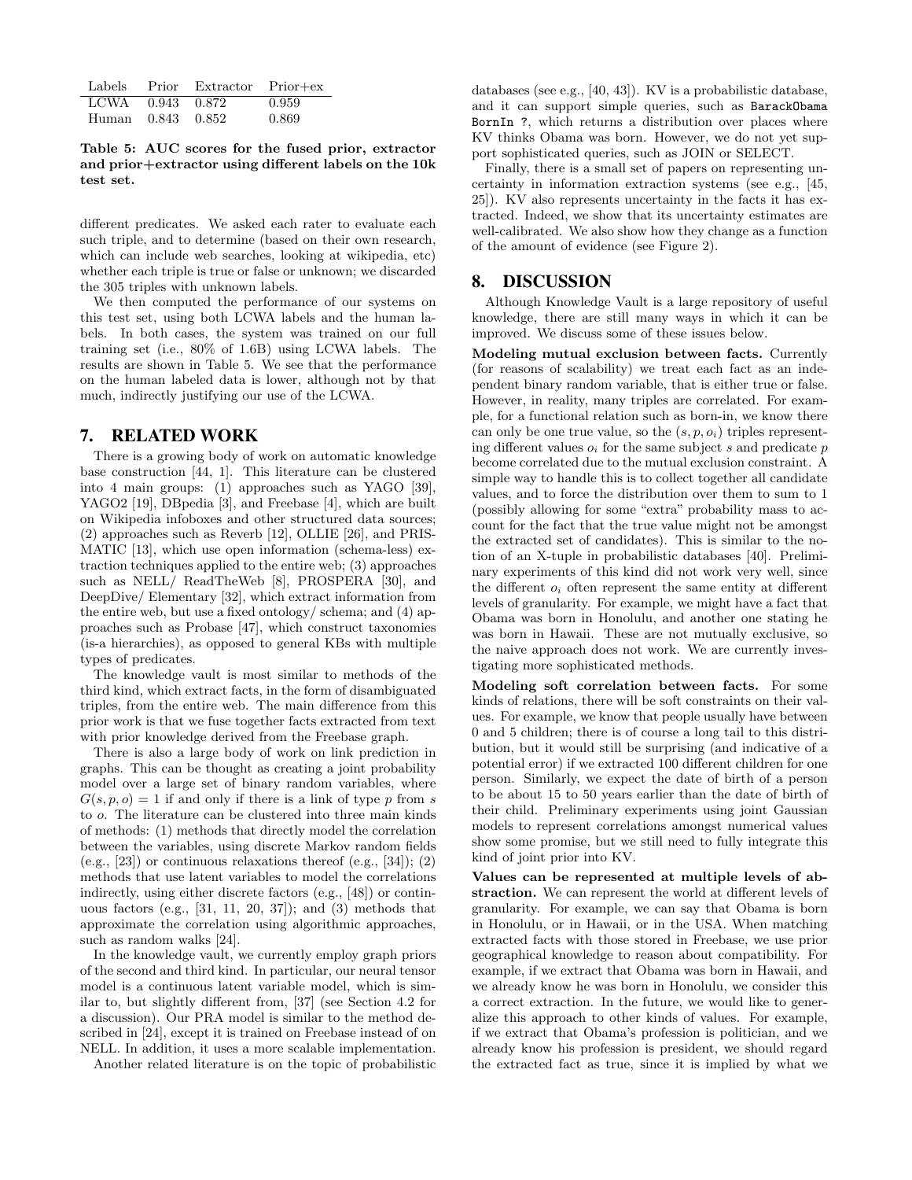| Labels | Prior | Extractor | Prior+ex |
|---|---|---|---|
| LCWA | 0.943 | 0.872 | 0.959 |
| Human | 0.843 | 0.852 | 0.869 |

**Table 5: AUC scores for the fused prior, extractor and prior+extractor using different labels on the 10k test set.**

different predicates. We asked each rater to evaluate each such triple, and to determine (based on their own research, which can include web searches, looking at wikipedia, etc) whether each triple is true or false or unknown; we discarded the 305 triples with unknown labels.

We then computed the performance of our systems on this test set, using both LCWA labels and the human labels. In both cases, the system was trained on our full training set (i.e., 80% of 1.6B) using LCWA labels. The results are shown in Table 5. We see that the performance on the human labeled data is lower, although not by that much, indirectly justifying our use of the LCWA.

## 7. RELATED WORK

There is a growing body of work on automatic knowledge base construction [44, 1]. This literature can be clustered into 4 main groups: (1) approaches such as YAGO [39], YAGO2 [19], DBpedia [3], and Freebase [4], which are built on Wikipedia infoboxes and other structured data sources; (2) approaches such as Reverb [12], OLLIE [26], and PRISMATIC [13], which use open information (schema-less) extraction techniques applied to the entire web; (3) approaches such as NELL/ ReadTheWeb [8], PROSPERA [30], and DeepDive/ Elementary [32], which extract information from the entire web, but use a fixed ontology/ schema; and (4) approaches such as Probase [47], which construct taxonomies (is-a hierarchies), as opposed to general KBs with multiple types of predicates.

The knowledge vault is most similar to methods of the third kind, which extract facts, in the form of disambiguated triples, from the entire web. The main difference from this prior work is that we fuse together facts extracted from text with prior knowledge derived from the Freebase graph.

There is also a large body of work on link prediction in graphs. This can be thought as creating a joint probability model over a large set of binary random variables, where $G(s, p, o) = 1$ if and only if there is a link of type $p$ from $s$ to $o$. The literature can be clustered into three main kinds of methods: (1) methods that directly model the correlation between the variables, using discrete Markov random fields (e.g., [23]) or continuous relaxations thereof (e.g., [34]); (2) methods that use latent variables to model the correlations indirectly, using either discrete factors (e.g., [48]) or continuous factors (e.g., [31, 11, 20, 37]); and (3) methods that approximate the correlation using algorithmic approaches, such as random walks [24].

In the knowledge vault, we currently employ graph priors of the second and third kind. In particular, our neural tensor model is a continuous latent variable model, which is similar to, but slightly different from, [37] (see Section 4.2 for a discussion). Our PRA model is similar to the method described in [24], except it is trained on Freebase instead of on NELL. In addition, it uses a more scalable implementation.

Another related literature is on the topic of probabilistic databases (see e.g., [40, 43]). KV is a probabilistic database, and it can support simple queries, such as `BarackObama BornIn ?`, which returns a distribution over places where KV thinks Obama was born. However, we do not yet support sophisticated queries, such as JOIN or SELECT.

Finally, there is a small set of papers on representing uncertainty in information extraction systems (see e.g., [45, 25]). KV also represents uncertainty in the facts it has extracted. Indeed, we show that its uncertainty estimates are well-calibrated. We also show how they change as a function of the amount of evidence (see Figure 2).

## 8. DISCUSSION

Although Knowledge Vault is a large repository of useful knowledge, there are still many ways in which it can be improved. We discuss some of these issues below.

**Modeling mutual exclusion between facts.** Currently (for reasons of scalability) we treat each fact as an independent binary random variable, that is either true or false. However, in reality, many triples are correlated. For example, for a functional relation such as born-in, we know there can only be one true value, so the $(s, p, o_i)$ triples representing different values $o_i$ for the same subject $s$ and predicate $p$ become correlated due to the mutual exclusion constraint. A simple way to handle this is to collect together all candidate values, and to force the distribution over them to sum to 1 (possibly allowing for some "extra" probability mass to account for the fact that the true value might not be amongst the extracted set of candidates). This is similar to the notion of an X-tuple in probabilistic databases [40]. Preliminary experiments of this kind did not work very well, since the different $o_i$ often represent the same entity at different levels of granularity. For example, we might have a fact that Obama was born in Honolulu, and another one stating he was born in Hawaii. These are not mutually exclusive, so the naive approach does not work. We are currently investigating more sophisticated methods.

**Modeling soft correlation between facts.** For some kinds of relations, there will be soft constraints on their values. For example, we know that people usually have between 0 and 5 children; there is of course a long tail to this distribution, but it would still be surprising (and indicative of a potential error) if we extracted 100 different children for one person. Similarly, we expect the date of birth of a person to be about 15 to 50 years earlier than the date of birth of their child. Preliminary experiments using joint Gaussian models to represent correlations amongst numerical values show some promise, but we still need to fully integrate this kind of joint prior into KV.

**Values can be represented at multiple levels of abstraction.** We can represent the world at different levels of granularity. For example, we can say that Obama is born in Honolulu, or in Hawaii, or in the USA. When matching extracted facts with those stored in Freebase, we use prior geographical knowledge to reason about compatibility. For example, if we extract that Obama was born in Hawaii, and we already know he was born in Honolulu, we consider this a correct extraction. In the future, we would like to generalize this approach to other kinds of values. For example, if we extract that Obama's profession is politician, and we already know his profession is president, we should regard the extracted fact as true, since it is implied by what we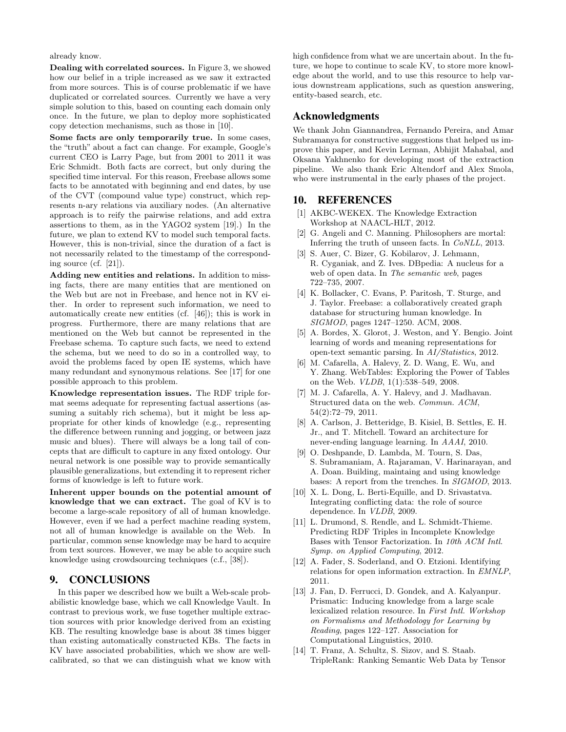already know.

**Dealing with correlated sources.** In Figure 3, we showed how our belief in a triple increased as we saw it extracted from more sources. This is of course problematic if we have duplicated or correlated sources. Currently we have a very simple solution to this, based on counting each domain only once. In the future, we plan to deploy more sophisticated copy detection mechanisms, such as those in [10].

**Some facts are only temporarily true.** In some cases, the "truth" about a fact can change. For example, Google's current CEO is Larry Page, but from 2001 to 2011 it was Eric Schmidt. Both facts are correct, but only during the specified time interval. For this reason, Freebase allows some facts to be annotated with beginning and end dates, by use of the CVT (compound value type) construct, which represents n-ary relations via auxiliary nodes. (An alternative approach is to reify the pairwise relations, and add extra assertions to them, as in the YAGO2 system [19].) In the future, we plan to extend KV to model such temporal facts. However, this is non-trivial, since the duration of a fact is not necessarily related to the timestamp of the corresponding source (cf. [21]).

**Adding new entities and relations.** In addition to missing facts, there are many entities that are mentioned on the Web but are not in Freebase, and hence not in KV either. In order to represent such information, we need to automatically create new entities (cf. [46]); this is work in progress. Furthermore, there are many relations that are mentioned on the Web but cannot be represented in the Freebase schema. To capture such facts, we need to extend the schema, but we need to do so in a controlled way, to avoid the problems faced by open IE systems, which have many redundant and synonymous relations. See [17] for one possible approach to this problem.

**Knowledge representation issues.** The RDF triple format seems adequate for representing factual assertions (assuming a suitably rich schema), but it might be less appropriate for other kinds of knowledge (e.g., representing the difference between running and jogging, or between jazz music and blues). There will always be a long tail of concepts that are difficult to capture in any fixed ontology. Our neural network is one possible way to provide semantically plausible generalizations, but extending it to represent richer forms of knowledge is left to future work.

**Inherent upper bounds on the potential amount of knowledge that we can extract.** The goal of KV is to become a large-scale repository of all of human knowledge. However, even if we had a perfect machine reading system, not all of human knowledge is available on the Web. In particular, common sense knowledge may be hard to acquire from text sources. However, we may be able to acquire such knowledge using crowdsourcing techniques (c.f., [38]).

## 9. CONCLUSIONS

In this paper we described how we built a Web-scale probabilistic knowledge base, which we call Knowledge Vault. In contrast to previous work, we fuse together multiple extraction sources with prior knowledge derived from an existing KB. The resulting knowledge base is about 38 times bigger than existing automatically constructed KBs. The facts in KV have associated probabilities, which we show are well-calibrated, so that we can distinguish what we know with high confidence from what we are uncertain about. In the future, we hope to continue to scale KV, to store more knowledge about the world, and to use this resource to help various downstream applications, such as question answering, entity-based search, etc.

## Acknowledgments

We thank John Giannandrea, Fernando Pereira, and Amar Subramanya for constructive suggestions that helped us improve this paper, and Kevin Lerman, Abhijit Mahabal, and Oksana Yakhnenko for developing most of the extraction pipeline. We also thank Eric Altendorf and Alex Smola, who were instrumental in the early phases of the project.

## 10. REFERENCES

[1] AKBC-WEKEX. The Knowledge Extraction Workshop at NAACL-HLT, 2012.

[2] G. Angeli and C. Manning. Philosophers are mortal: Inferring the truth of unseen facts. In *CoNLL*, 2013.

[3] S. Auer, C. Bizer, G. Kobilarov, J. Lehmann, R. Cyganiak, and Z. Ives. DBpedia: A nucleus for a web of open data. In *The semantic web*, pages 722–735, 2007.

[4] K. Bollacker, C. Evans, P. Paritosh, T. Sturge, and J. Taylor. Freebase: a collaboratively created graph database for structuring human knowledge. In *SIGMOD*, pages 1247–1250. ACM, 2008.

[5] A. Bordes, X. Glorot, J. Weston, and Y. Bengio. Joint learning of words and meaning representations for open-text semantic parsing. In *AI/Statistics*, 2012.

[6] M. Cafarella, A. Halevy, Z. D. Wang, E. Wu, and Y. Zhang. WebTables: Exploring the Power of Tables on the Web. *VLDB*, 1(1):538–549, 2008.

[7] M. J. Cafarella, A. Y. Halevy, and J. Madhavan. Structured data on the web. *Commun. ACM*, 54(2):72–79, 2011.

[8] A. Carlson, J. Betteridge, B. Kisiel, B. Settles, E. H. Jr., and T. Mitchell. Toward an architecture for never-ending language learning. In *AAAI*, 2010.

[9] O. Deshpande, D. Lambda, M. Tourn, S. Das, S. Subramaniam, A. Rajaraman, V. Harinarayan, and A. Doan. Building, maintaing and using knowledge bases: A report from the trenches. In *SIGMOD*, 2013.

[10] X. L. Dong, L. Berti-Equille, and D. Srivastatva. Integrating conflicting data: the role of source dependence. In *VLDB*, 2009.

[11] L. Drumond, S. Rendle, and L. Schmidt-Thieme. Predicting RDF Triples in Incomplete Knowledge Bases with Tensor Factorization. In *10th ACM Intl. Symp. on Applied Computing*, 2012.

[12] A. Fader, S. Soderland, and O. Etzioni. Identifying relations for open information extraction. In *EMNLP*, 2011.

[13] J. Fan, D. Ferrucci, D. Gondek, and A. Kalyanpur. Prismatic: Inducing knowledge from a large scale lexicalized relation resource. In *First Intl. Workshop on Formalisms and Methodology for Learning by Reading*, pages 122–127. Association for Computational Linguistics, 2010.

[14] T. Franz, A. Schultz, S. Sizov, and S. Staab. TripleRank: Ranking Semantic Web Data by Tensor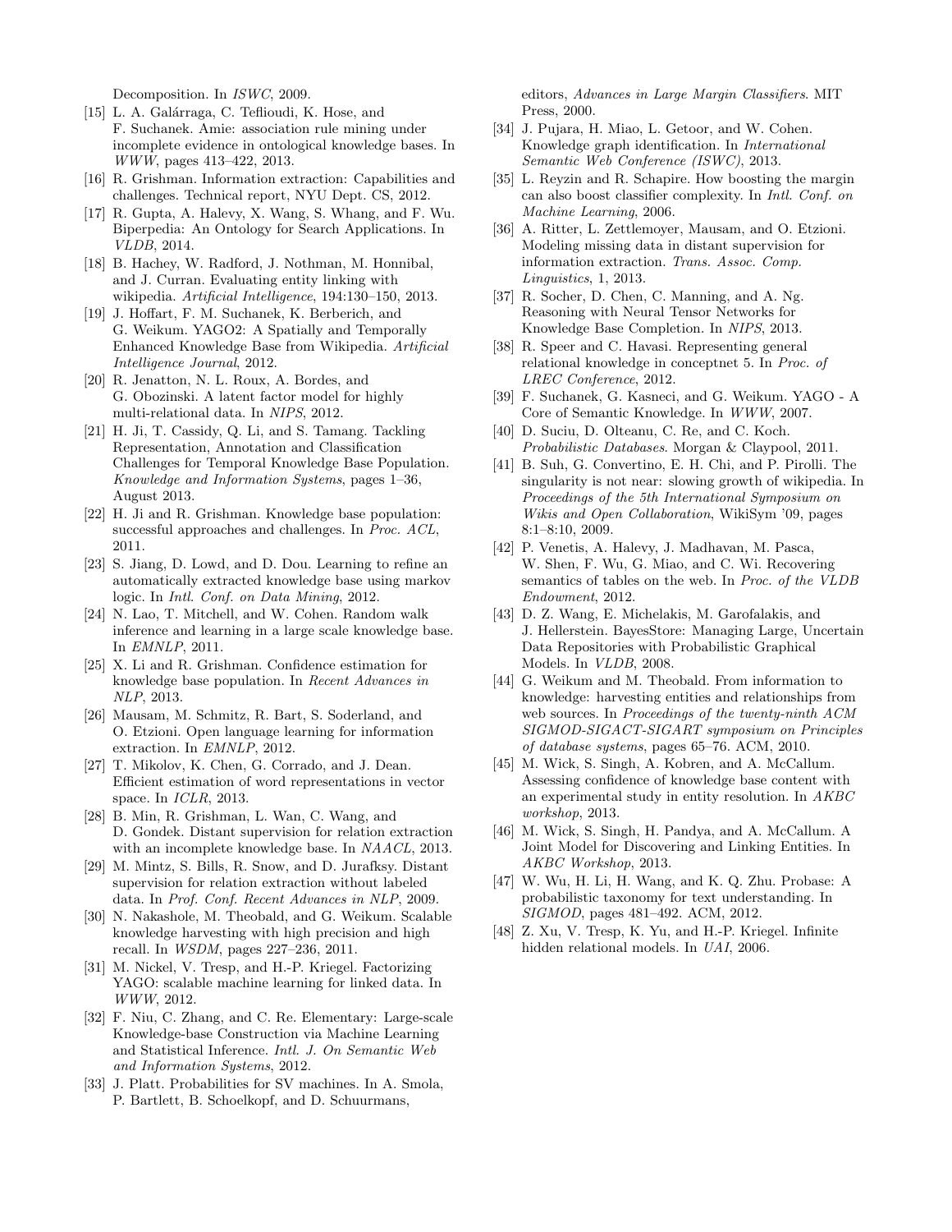Decomposition. In *ISWC*, 2009.

[15] L. A. Galárraga, C. Teflioudi, K. Hose, and F. Suchanek. Amie: association rule mining under incomplete evidence in ontological knowledge bases. In *WWW*, pages 413–422, 2013.

[16] R. Grishman. Information extraction: Capabilities and challenges. Technical report, NYU Dept. CS, 2012.

[17] R. Gupta, A. Halevy, X. Wang, S. Whang, and F. Wu. Biperpedia: An Ontology for Search Applications. In *VLDB*, 2014.

[18] B. Hachey, W. Radford, J. Nothman, M. Honnibal, and J. Curran. Evaluating entity linking with wikipedia. *Artificial Intelligence*, 194:130–150, 2013.

[19] J. Hoffart, F. M. Suchanek, K. Berberich, and G. Weikum. YAGO2: A Spatially and Temporally Enhanced Knowledge Base from Wikipedia. *Artificial Intelligence Journal*, 2012.

[20] R. Jenatton, N. L. Roux, A. Bordes, and G. Obozinski. A latent factor model for highly multi-relational data. In *NIPS*, 2012.

[21] H. Ji, T. Cassidy, Q. Li, and S. Tamang. Tackling Representation, Annotation and Classification Challenges for Temporal Knowledge Base Population. *Knowledge and Information Systems*, pages 1–36, August 2013.

[22] H. Ji and R. Grishman. Knowledge base population: successful approaches and challenges. In *Proc. ACL*, 2011.

[23] S. Jiang, D. Lowd, and D. Dou. Learning to refine an automatically extracted knowledge base using markov logic. In *Intl. Conf. on Data Mining*, 2012.

[24] N. Lao, T. Mitchell, and W. Cohen. Random walk inference and learning in a large scale knowledge base. In *EMNLP*, 2011.

[25] X. Li and R. Grishman. Confidence estimation for knowledge base population. In *Recent Advances in NLP*, 2013.

[26] Mausam, M. Schmitz, R. Bart, S. Soderland, and O. Etzioni. Open language learning for information extraction. In *EMNLP*, 2012.

[27] T. Mikolov, K. Chen, G. Corrado, and J. Dean. Efficient estimation of word representations in vector space. In *ICLR*, 2013.

[28] B. Min, R. Grishman, L. Wan, C. Wang, and D. Gondek. Distant supervision for relation extraction with an incomplete knowledge base. In *NAACL*, 2013.

[29] M. Mintz, S. Bills, R. Snow, and D. Jurafksy. Distant supervision for relation extraction without labeled data. In *Prof. Conf. Recent Advances in NLP*, 2009.

[30] N. Nakashole, M. Theobald, and G. Weikum. Scalable knowledge harvesting with high precision and high recall. In *WSDM*, pages 227–236, 2011.

[31] M. Nickel, V. Tresp, and H.-P. Kriegel. Factorizing YAGO: scalable machine learning for linked data. In *WWW*, 2012.

[32] F. Niu, C. Zhang, and C. Re. Elementary: Large-scale Knowledge-base Construction via Machine Learning and Statistical Inference. *Intl. J. On Semantic Web and Information Systems*, 2012.

[33] J. Platt. Probabilities for SV machines. In A. Smola, P. Bartlett, B. Schoelkopf, and D. Schuurmans, editors, *Advances in Large Margin Classifiers*. MIT Press, 2000.

[34] J. Pujara, H. Miao, L. Getoor, and W. Cohen. Knowledge graph identification. In *International Semantic Web Conference (ISWC)*, 2013.

[35] L. Reyzin and R. Schapire. How boosting the margin can also boost classifier complexity. In *Intl. Conf. on Machine Learning*, 2006.

[36] A. Ritter, L. Zettlemoyer, Mausam, and O. Etzioni. Modeling missing data in distant supervision for information extraction. *Trans. Assoc. Comp. Linguistics*, 1, 2013.

[37] R. Socher, D. Chen, C. Manning, and A. Ng. Reasoning with Neural Tensor Networks for Knowledge Base Completion. In *NIPS*, 2013.

[38] R. Speer and C. Havasi. Representing general relational knowledge in conceptnet 5. In *Proc. of LREC Conference*, 2012.

[39] F. Suchanek, G. Kasneci, and G. Weikum. YAGO - A Core of Semantic Knowledge. In *WWW*, 2007.

[40] D. Suciu, D. Olteanu, C. Re, and C. Koch. *Probabilistic Databases*. Morgan & Claypool, 2011.

[41] B. Suh, G. Convertino, E. H. Chi, and P. Pirolli. The singularity is not near: slowing growth of wikipedia. In *Proceedings of the 5th International Symposium on Wikis and Open Collaboration*, WikiSym '09, pages 8:1–8:10, 2009.

[42] P. Venetis, A. Halevy, J. Madhavan, M. Pasca, W. Shen, F. Wu, G. Miao, and C. Wi. Recovering semantics of tables on the web. In *Proc. of the VLDB Endowment*, 2012.

[43] D. Z. Wang, E. Michelakis, M. Garofalakis, and J. Hellerstein. BayesStore: Managing Large, Uncertain Data Repositories with Probabilistic Graphical Models. In *VLDB*, 2008.

[44] G. Weikum and M. Theobald. From information to knowledge: harvesting entities and relationships from web sources. In *Proceedings of the twenty-ninth ACM SIGMOD-SIGACT-SIGART symposium on Principles of database systems*, pages 65–76. ACM, 2010.

[45] M. Wick, S. Singh, A. Kobren, and A. McCallum. Assessing confidence of knowledge base content with an experimental study in entity resolution. In *AKBC workshop*, 2013.

[46] M. Wick, S. Singh, H. Pandya, and A. McCallum. A Joint Model for Discovering and Linking Entities. In *AKBC Workshop*, 2013.

[47] W. Wu, H. Li, H. Wang, and K. Q. Zhu. Probase: A probabilistic taxonomy for text understanding. In *SIGMOD*, pages 481–492. ACM, 2012.

[48] Z. Xu, V. Tresp, K. Yu, and H.-P. Kriegel. Infinite hidden relational models. In *UAI*, 2006.